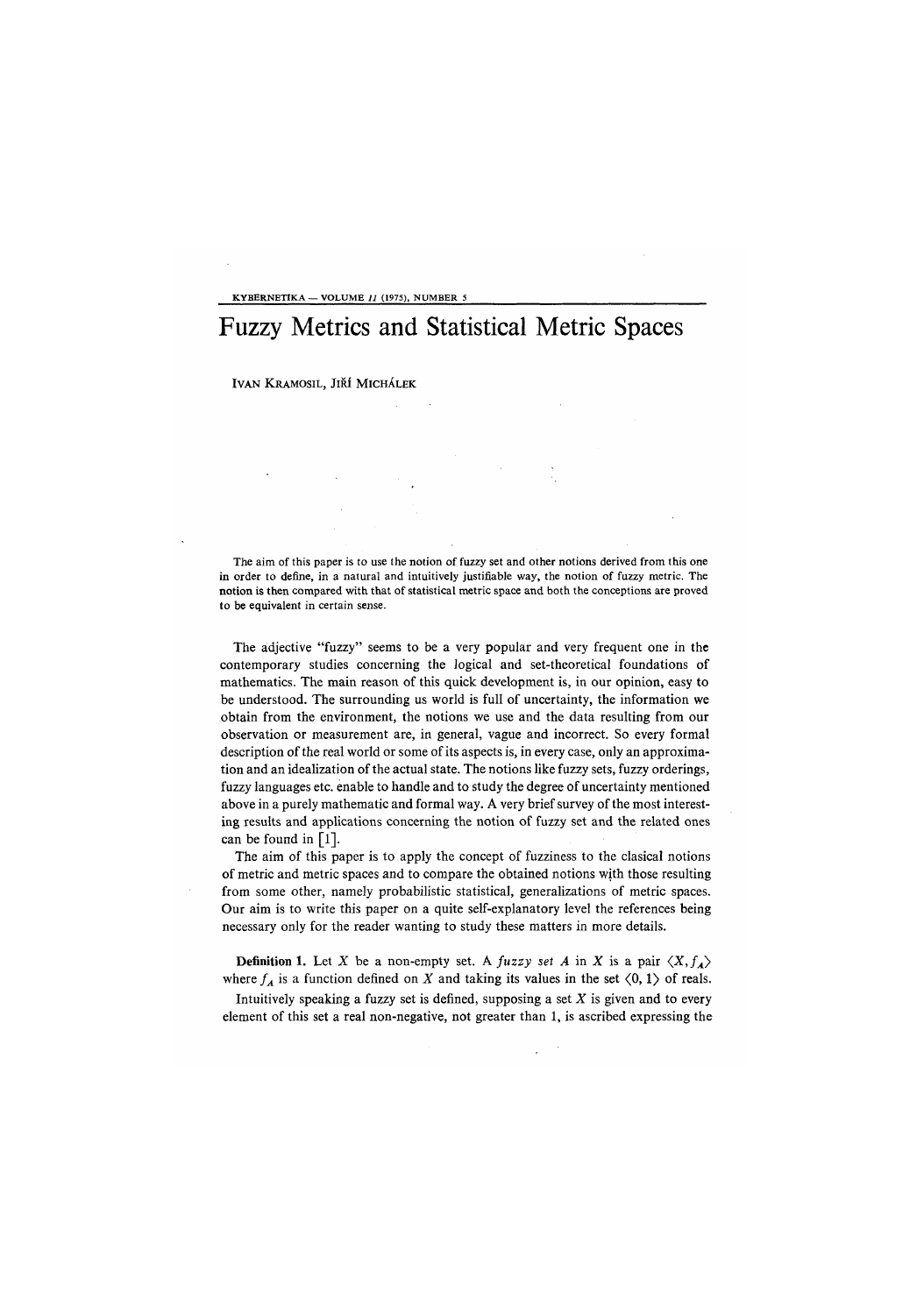# Fuzzy Metrics and Statistical Metric Spaces

IVAN KRAMOSIL, JIŘÍ MICHÁLEK

The aim of this paper is to use the notion of fuzzy set and other notions derived from this one in order to define, in a natural and intuitively justifiable way, the notion of fuzzy metric. The notion is then compared with that of statistical metric space and both the conceptions are proved to be equivalent in certain sense.

The adjective "fuzzy" seems to be a very popular and very frequent one in the contemporary studies concerning the logical and set-theoretical foundations of mathematics. The main reason of this quick development is, in our opinion, easy to be understood. The surrounding us world is full of uncertainty, the information we obtain from the environment, the notions we use and the data resulting from our observation or measurement are, in general, vague and incorrect. So every formal description of the real world or some of its aspects is, in every case, only an approximation and an idealization of the actual state. The notions like fuzzy sets, fuzzy orderings, fuzzy languages etc. enable to handle and to study the degree of uncertainty mentioned above in a purely mathematic and formal way. A very brief survey of the most interesting results and applications concerning the notion of fuzzy set and the related ones can be found in [1].

The aim of this paper is to apply the concept of fuzziness to the clasical notions of metric and metric spaces and to compare the obtained notions with those resulting from some other, namely probabilistic statistical, generalizations of metric spaces. Our aim is to write this paper on a quite self-explanatory level the references being necessary only for the reader wanting to study these matters in more details.

**Definition 1.** Let $X$ be a non-empty set. A *fuzzy set* $A$ in $X$ is a pair $\langle X, f_A \rangle$ where $f_A$ is a function defined on $X$ and taking its values in the set $\langle 0, 1 \rangle$ of reals.

Intuitively speaking a fuzzy set is defined, supposing a set $X$ is given and to every element of this set a real non-negative, not greater than 1, is ascribed expressing the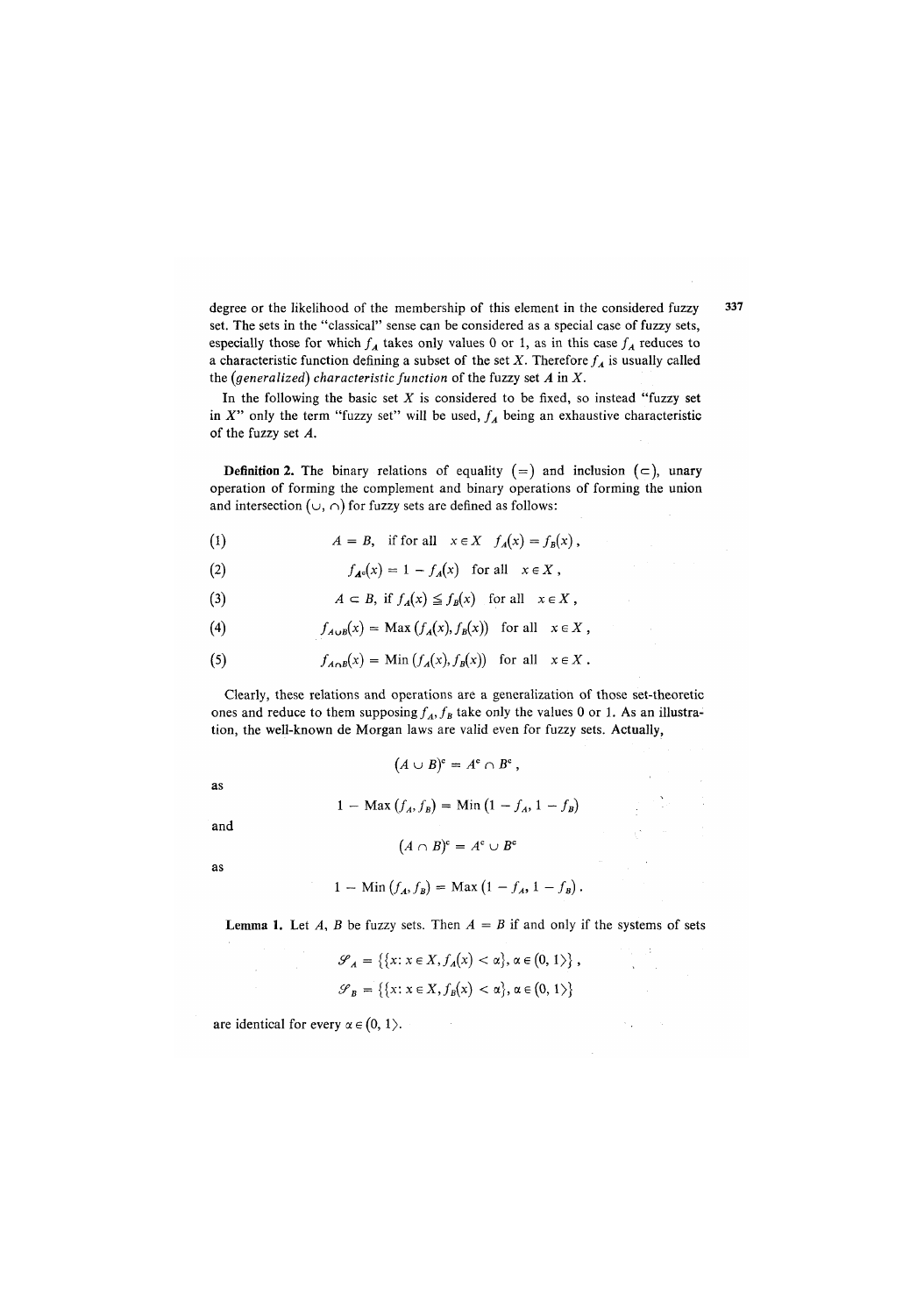degree or the likelihood of the membership of this element in the considered fuzzy set. The sets in the "classical" sense can be considered as a special case of fuzzy sets, especially those for which $f_A$ takes only values 0 or 1, as in this case $f_A$ reduces to a characteristic function defining a subset of the set $X$. Therefore $f_A$ is usually called the *(generalized) characteristic function* of the fuzzy set $A$ in $X$.

In the following the basic set $X$ is considered to be fixed, so instead "fuzzy set in $X$" only the term "fuzzy set" will be used, $f_A$ being an exhaustive characteristic of the fuzzy set $A$.

**Definition 2.** The binary relations of equality $(=)$ and inclusion $(\subset)$, unary operation of forming the complement and binary operations of forming the union and intersection $(\cup, \cap)$ for fuzzy sets are defined as follows:

$$A = B, \quad \text{if for all} \quad x \in X \quad f_A(x) = f_B(x)\,, \tag{1}$$

$$f_{A^c}(x) = 1 - f_A(x) \quad \text{for all} \quad x \in X\,, \tag{2}$$

$$A \subset B, \text{ if } f_A(x) \leqq f_B(x) \quad \text{for all} \quad x \in X\,, \tag{3}$$

$$f_{A \cup B}(x) = \operatorname{Max}\left(f_A(x), f_B(x)\right) \quad \text{for all} \quad x \in X\,, \tag{4}$$

$$f_{A \cap B}(x) = \operatorname{Min}\left(f_A(x), f_B(x)\right) \quad \text{for all} \quad x \in X\,. \tag{5}$$

Clearly, these relations and operations are a generalization of those set-theoretic ones and reduce to them supposing $f_A, f_B$ take only the values 0 or 1. As an illustration, the well-known de Morgan laws are valid even for fuzzy sets. Actually,

$$(A \cup B)^c = A^c \cap B^c\,,$$

as

$$1 - \operatorname{Max}\left(f_A, f_B\right) = \operatorname{Min}\left(1 - f_A, 1 - f_B\right)$$

and

$$(A \cap B)^c = A^c \cup B^c$$

as

$$1 - \operatorname{Min}\left(f_A, f_B\right) = \operatorname{Max}\left(1 - f_A, 1 - f_B\right).$$

**Lemma 1.** Let $A$, $B$ be fuzzy sets. Then $A = B$ if and only if the systems of sets

$$\mathscr{S}_A = \left\{\{x : x \in X, f_A(x) < \alpha\}, \alpha \in (0, 1\rangle\right\},$$

$$\mathscr{S}_B = \left\{\{x : x \in X, f_B(x) < \alpha\}, \alpha \in (0, 1\rangle\right\}$$

are identical for every $\alpha \in (0, 1\rangle$.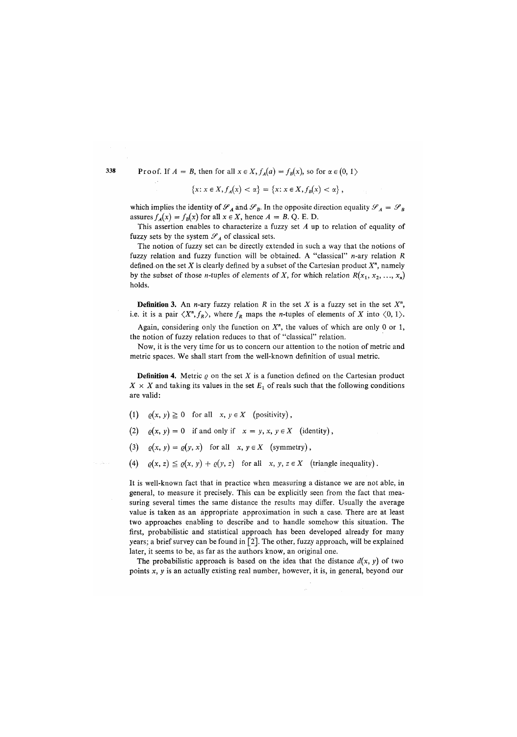Proof. If $A = B$, then for all $x \in X, f_A(a) = f_B(x)$, so for $\alpha \in (0, 1\rangle$

$$\{x : x \in X, f_A(x) < \alpha\} = \{x : x \in X, f_B(x) < \alpha\},$$

which implies the identity of $\mathscr{S}_A$ and $\mathscr{S}_B$. In the opposite direction equality $\mathscr{S}_A = \mathscr{S}_B$ assures $f_A(x) = f_B(x)$ for all $x \in X$, hence $A = B$. Q. E. D.

This assertion enables to characterize a fuzzy set $A$ up to relation of equality of fuzzy sets by the system $\mathscr{S}_A$ of classical sets.

The notion of fuzzy set can be directly extended in such a way that the notions of fuzzy relation and fuzzy function will be obtained. A "classical" $n$-ary relation $R$ defined on the set $X$ is clearly defined by a subset of the Cartesian product $X^n$, namely by the subset of those $n$-tuples of elements of $X$, for which relation $R(x_1, x_2, \ldots, x_n)$ holds.

**Definition 3.** An $n$-ary fuzzy relation $R$ in the set $X$ is a fuzzy set in the set $X^n$, i.e. it is a pair $\langle X^n, f_R \rangle$, where $f_R$ maps the $n$-tuples of elements of $X$ into $\langle 0, 1 \rangle$.

Again, considering only the function on $X^n$, the values of which are only 0 or 1, the notion of fuzzy relation reduces to that of "classical" relation.

Now, it is the very time for us to concern our attention to the notion of metric and metric spaces. We shall start from the well-known definition of usual metric.

**Definition 4.** Metric $\varrho$ on the set $X$ is a function defined on the Cartesian product $X \times X$ and taking its values in the set $E_1$ of reals such that the following conditions are valid:

(1) $\varrho(x, y) \geqq 0$ for all $x, y \in X$ (positivity),

(2) $\varrho(x, y) = 0$ if and only if $x = y, x, y \in X$ (identity),

(3) $\varrho(x, y) = \varrho(y, x)$ for all $x, y \in X$ (symmetry),

(4) $\varrho(x, z) \leq \varrho(x, y) + \varrho(y, z)$ for all $x, y, z \in X$ (triangle inequality).

It is well-known fact that in practice when measuring a distance we are not able, in general, to measure it precisely. This can be explicitly seen from the fact that measuring several times the same distance the results may differ. Usually the average value is taken as an appropriate approximation in such a case. There are at least two approaches enabling to describe and to handle somehow this situation. The first, probabilistic and statistical approach has been developed already for many years; a brief survey can be found in [2]. The other, fuzzy approach, will be explained later, it seems to be, as far as the authors know, an original one.

The probabilistic approach is based on the idea that the distance $d(x, y)$ of two points $x, y$ is an actually existing real number, however, it is, in general, beyond our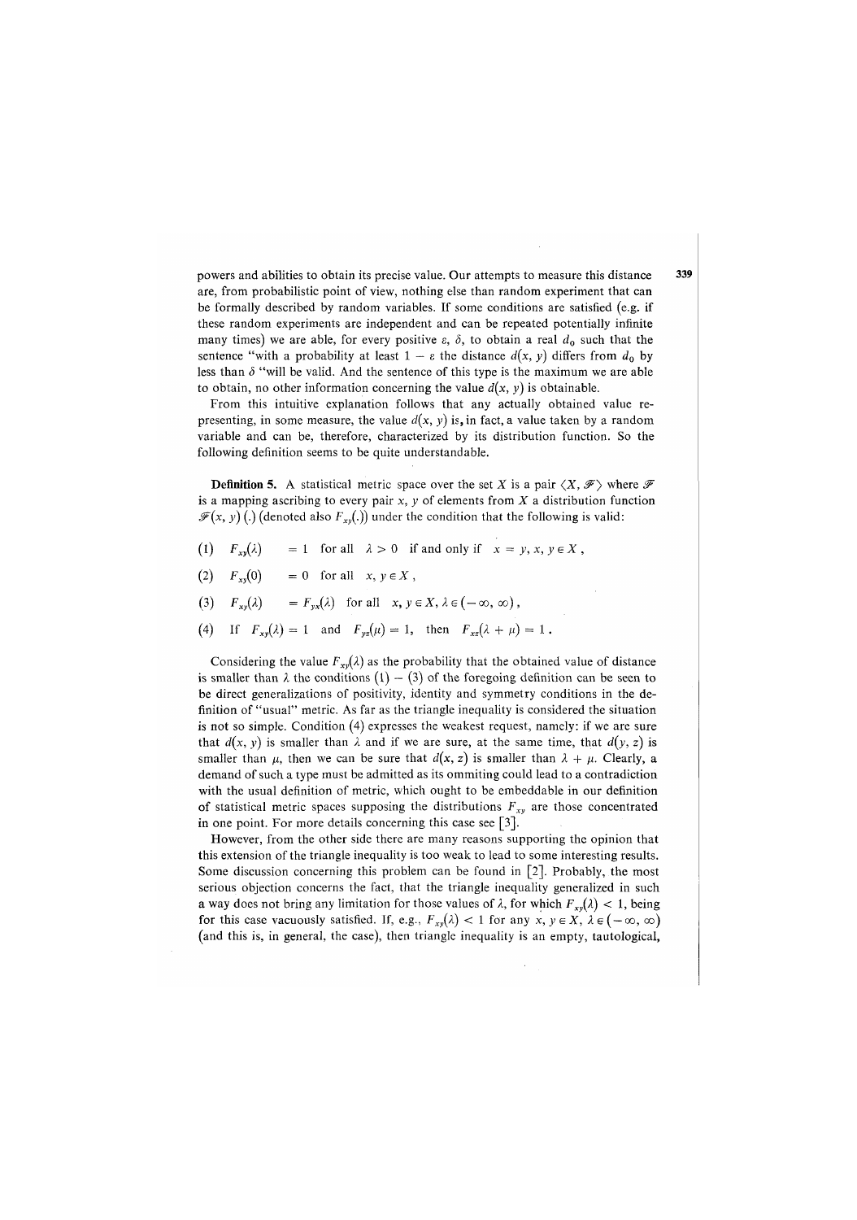powers and abilities to obtain its precise value. Our attempts to measure this distance are, from probabilistic point of view, nothing else than random experiment that can be formally described by random variables. If some conditions are satisfied (e.g. if these random experiments are independent and can be repeated potentially infinite many times) we are able, for every positive $\varepsilon$, $\delta$, to obtain a real $d_0$ such that the sentence "with a probability at least $1 - \varepsilon$ the distance $d(x, y)$ differs from $d_0$ by less than $\delta$ "will be valid. And the sentence of this type is the maximum we are able to obtain, no other information concerning the value $d(x, y)$ is obtainable.

From this intuitive explanation follows that any actually obtained value representing, in some measure, the value $d(x, y)$ is, in fact, a value taken by a random variable and can be, therefore, characterized by its distribution function. So the following definition seems to be quite understandable.

**Definition 5.** A statistical metric space over the set $X$ is a pair $\langle X, \mathscr{F} \rangle$ where $\mathscr{F}$ is a mapping ascribing to every pair $x$, $y$ of elements from $X$ a distribution function $\mathscr{F}(x, y)(.)$ (denoted also $F_{xy}(.)$) under the condition that the following is valid:

(1) $F_{xy}(\lambda) = 1$ for all $\lambda > 0$ if and only if $x = y$, $x, y \in X$,

(2) $F_{xy}(0) = 0$ for all $x, y \in X$,

(3) $F_{xy}(\lambda) = F_{yx}(\lambda)$ for all $x, y \in X, \lambda \in (-\infty, \infty)$,

(4) If $F_{xy}(\lambda) = 1$ and $F_{yz}(\mu) = 1$, then $F_{xz}(\lambda + \mu) = 1$.

Considering the value $F_{xy}(\lambda)$ as the probability that the obtained value of distance is smaller than $\lambda$ the conditions (1) – (3) of the foregoing definition can be seen to be direct generalizations of positivity, identity and symmetry conditions in the definition of "usual" metric. As far as the triangle inequality is considered the situation is not so simple. Condition (4) expresses the weakest request, namely: if we are sure that $d(x, y)$ is smaller than $\lambda$ and if we are sure, at the same time, that $d(y, z)$ is smaller than $\mu$, then we can be sure that $d(x, z)$ is smaller than $\lambda + \mu$. Clearly, a demand of such a type must be admitted as its ommiting could lead to a contradiction with the usual definition of metric, which ought to be embeddable in our definition of statistical metric spaces supposing the distributions $F_{xy}$ are those concentrated in one point. For more details concerning this case see [3].

However, from the other side there are many reasons supporting the opinion that this extension of the triangle inequality is too weak to lead to some interesting results. Some discussion concerning this problem can be found in [2]. Probably, the most serious objection concerns the fact, that the triangle inequality generalized in such a way does not bring any limitation for those values of $\lambda$, for which $F_{xy}(\lambda) < 1$, being for this case vacuously satisfied. If, e.g., $F_{xy}(\lambda) < 1$ for any $x, y \in X$, $\lambda \in (-\infty, \infty)$ (and this is, in general, the case), then triangle inequality is an empty, tautological,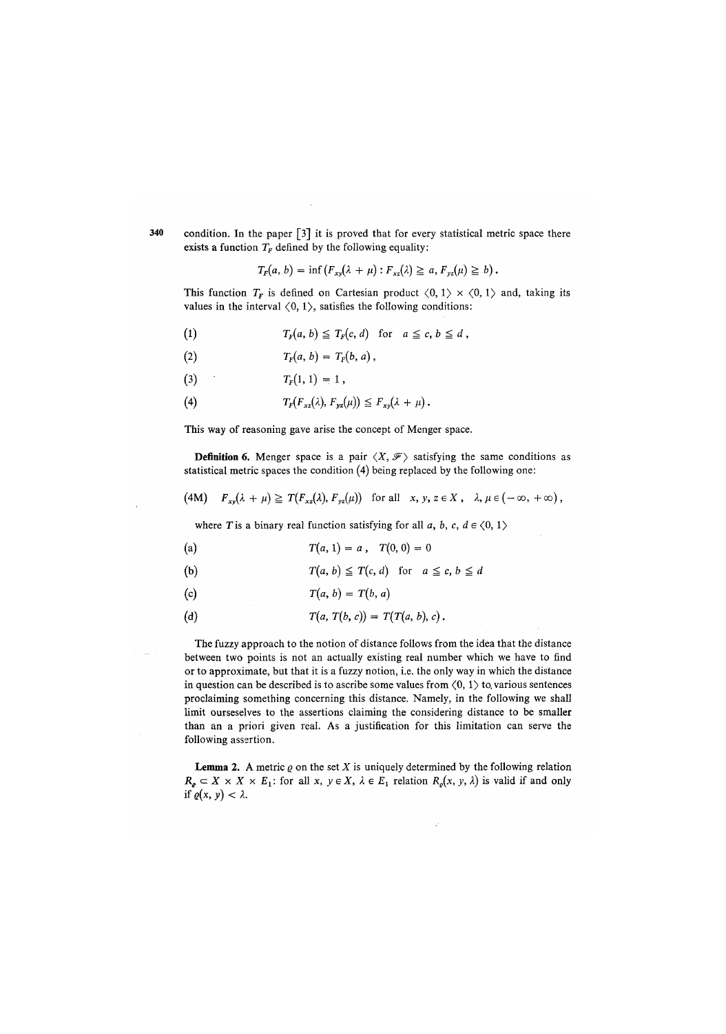condition. In the paper [3] it is proved that for every statistical metric space there exists a function $T_F$ defined by the following equality:

$$T_F(a, b) = \inf (F_{xy}(\lambda + \mu) : F_{xz}(\lambda) \geqq a, F_{yz}(\mu) \geqq b).$$

This function $T_F$ is defined on Cartesian product $\langle 0, 1 \rangle \times \langle 0, 1 \rangle$ and, taking its values in the interval $\langle 0, 1 \rangle$, satisfies the following conditions:

(1) $$T_F(a, b) \leqq T_F(c, d) \quad \text{for} \quad a \leqq c, b \leqq d,$$

(2) $$T_F(a, b) = T_F(b, a),$$

(3) $$T_F(1, 1) = 1,$$

(4) $$T_F(F_{xz}(\lambda), F_{yz}(\mu)) \leqq F_{xy}(\lambda + \mu).$$

This way of reasoning gave arise the concept of Menger space.

**Definition 6.** Menger space is a pair $\langle X, \mathscr{F} \rangle$ satisfying the same conditions as statistical metric spaces the condition (4) being replaced by the following one:

(4M) $$F_{xy}(\lambda + \mu) \geqq T(F_{xz}(\lambda), F_{yz}(\mu)) \quad \text{for all} \quad x, y, z \in X, \quad \lambda, \mu \in (-\infty, +\infty),$$

where $T$ is a binary real function satisfying for all $a, b, c, d \in \langle 0, 1 \rangle$

(a) $$T(a, 1) = a, \quad T(0, 0) = 0$$

(b) $$T(a, b) \leqq T(c, d) \quad \text{for} \quad a \leqq c, b \leqq d$$

(c) $$T(a, b) = T(b, a)$$

(d) $$T(a, T(b, c)) = T(T(a, b), c).$$

The fuzzy approach to the notion of distance follows from the idea that the distance between two points is not an actually existing real number which we have to find or to approximate, but that it is a fuzzy notion, i.e. the only way in which the distance in question can be described is to ascribe some values from $\langle 0, 1 \rangle$ to various sentences proclaiming something concerning this distance. Namely, in the following we shall limit ourseselves to the assertions claiming the considering distance to be smaller than an a priori given real. As a justification for this limitation can serve the following assertion.

**Lemma 2.** A metric $\varrho$ on the set $X$ is uniquely determined by the following relation $R_\varrho \subset X \times X \times E_1$: for all $x, y \in X$, $\lambda \in E_1$ relation $R_\varrho(x, y, \lambda)$ is valid if and only if $\varrho(x, y) < \lambda$.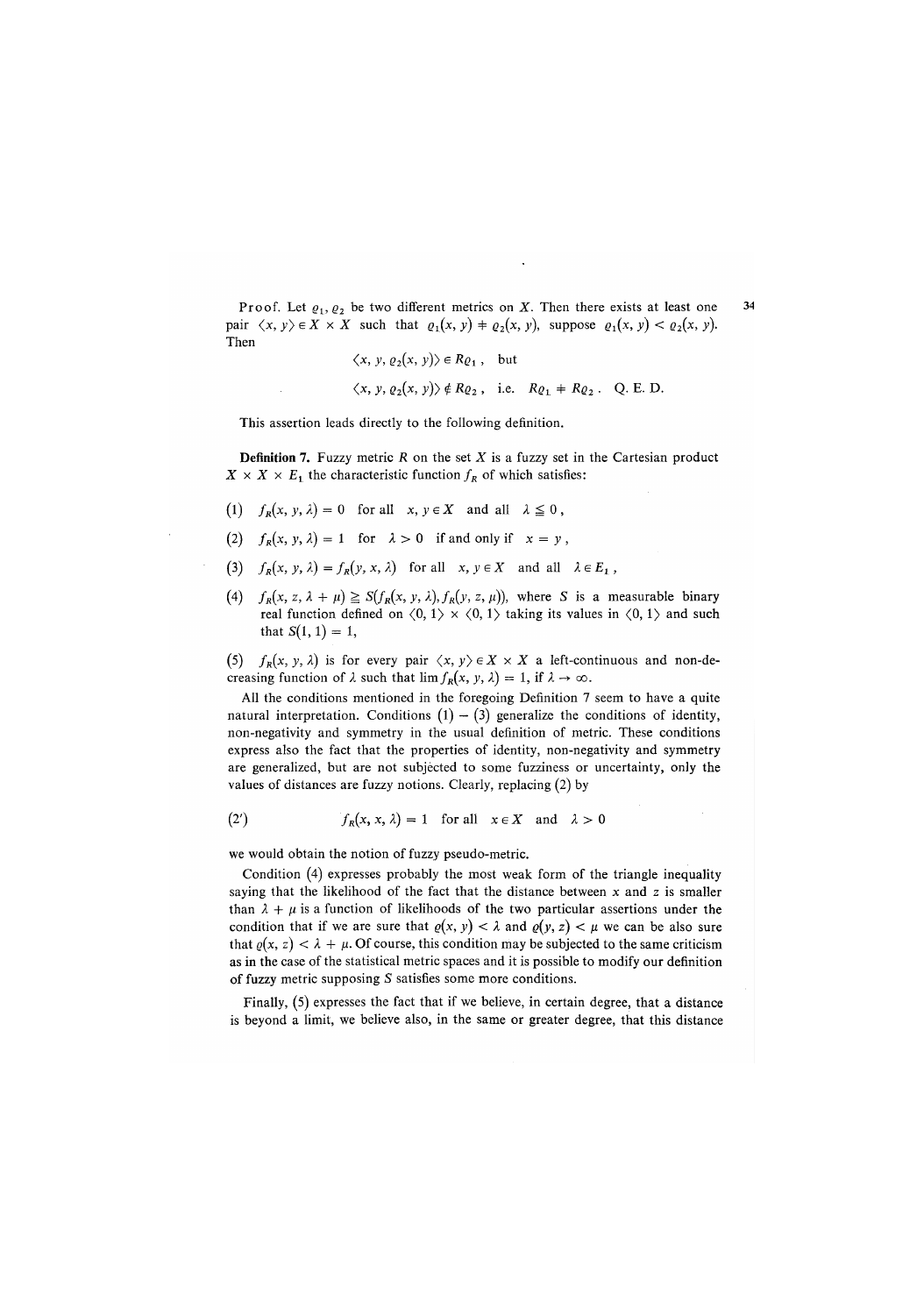Proof. Let $\varrho_1, \varrho_2$ be two different metrics on $X$. Then there exists at least one pair $\langle x, y \rangle \in X \times X$ such that $\varrho_1(x, y) \neq \varrho_2(x, y)$, suppose $\varrho_1(x, y) < \varrho_2(x, y)$. Then

$$\langle x, y, \varrho_2(x, y) \rangle \in R\varrho_1 , \quad \text{but}$$

$$\langle x, y, \varrho_2(x, y) \rangle \notin R\varrho_2 , \quad \text{i.e.} \quad R\varrho_1 \neq R\varrho_2 . \quad \text{Q. E. D.}$$

This assertion leads directly to the following definition.

**Definition 7.** Fuzzy metric $R$ on the set $X$ is a fuzzy set in the Cartesian product $X \times X \times E_1$ the characteristic function $f_R$ of which satisfies:

(1) $f_R(x, y, \lambda) = 0$ for all $x, y \in X$ and all $\lambda \leqq 0$,

(2) $f_R(x, y, \lambda) = 1$ for $\lambda > 0$ if and only if $x = y$,

(3) $f_R(x, y, \lambda) = f_R(y, x, \lambda)$ for all $x, y \in X$ and all $\lambda \in E_1$,

(4) $f_R(x, z, \lambda + \mu) \geqq S(f_R(x, y, \lambda), f_R(y, z, \mu))$, where $S$ is a measurable binary real function defined on $\langle 0, 1 \rangle \times \langle 0, 1 \rangle$ taking its values in $\langle 0, 1 \rangle$ and such that $S(1, 1) = 1$,

(5) $f_R(x, y, \lambda)$ is for every pair $\langle x, y \rangle \in X \times X$ a left-continuous and non-decreasing function of $\lambda$ such that $\lim f_R(x, y, \lambda) = 1$, if $\lambda \to \infty$.

All the conditions mentioned in the foregoing Definition 7 seem to have a quite natural interpretation. Conditions (1) – (3) generalize the conditions of identity, non-negativity and symmetry in the usual definition of metric. These conditions express also the fact that the properties of identity, non-negativity and symmetry are generalized, but are not subjected to some fuzziness or uncertainty, only the values of distances are fuzzy notions. Clearly, replacing (2) by

$$(2') \qquad f_R(x, x, \lambda) = 1 \quad \text{for all} \quad x \in X \quad \text{and} \quad \lambda > 0$$

we would obtain the notion of fuzzy pseudo-metric.

Condition (4) expresses probably the most weak form of the triangle inequality saying that the likelihood of the fact that the distance between $x$ and $z$ is smaller than $\lambda + \mu$ is a function of likelihoods of the two particular assertions under the condition that if we are sure that $\varrho(x, y) < \lambda$ and $\varrho(y, z) < \mu$ we can be also sure that $\varrho(x, z) < \lambda + \mu$. Of course, this condition may be subjected to the same criticism as in the case of the statistical metric spaces and it is possible to modify our definition of fuzzy metric supposing $S$ satisfies some more conditions.

Finally, (5) expresses the fact that if we believe, in certain degree, that a distance is beyond a limit, we believe also, in the same or greater degree, that this distance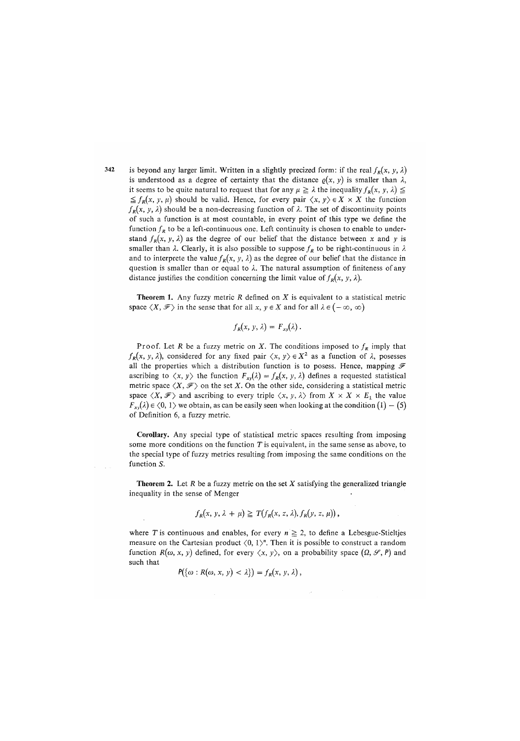is beyond any larger limit. Written in a slightly precized form: if the real $f_R(x, y, \lambda)$ is understood as a degree of certainty that the distance $\varrho(x, y)$ is smaller than $\lambda$, it seems to be quite natural to request that for any $\mu \geqq \lambda$ the inequality $f_R(x, y, \lambda) \leqq f_R(x, y, \mu)$ should be valid. Hence, for every pair $\langle x, y \rangle \in X \times X$ the function $f_R(x, y, \lambda)$ should be a non-decreasing function of $\lambda$. The set of discontinuity points of such a function is at most countable, in every point of this type we define the function $f_R$ to be a left-continuous one. Left continuity is chosen to enable to understand $f_R(x, y, \lambda)$ as the degree of our belief that the distance between $x$ and $y$ is smaller than $\lambda$. Clearly, it is also possible to suppose $f_R$ to be right-continuous in $\lambda$ and to interprete the value $f_R(x, y, \lambda)$ as the degree of our belief that the distance in question is smaller than or equal to $\lambda$. The natural assumption of finiteness of any distance justifies the condition concerning the limit value of $f_R(x, y, \lambda)$.

**Theorem 1.** Any fuzzy metric $R$ defined on $X$ is equivalent to a statistical metric space $\langle X, \mathscr{F} \rangle$ in the sense that for all $x, y \in X$ and for all $\lambda \in (-\infty, \infty)$

$$f_R(x, y, \lambda) = F_{xy}(\lambda) .$$

Proof. Let $R$ be a fuzzy metric on $X$. The conditions imposed to $f_R$ imply that $f_R(x, y, \lambda)$, considered for any fixed pair $\langle x, y \rangle \in X^2$ as a function of $\lambda$, posesses all the properties which a distribution function is to posess. Hence, mapping $\mathscr{F}$ ascribing to $\langle x, y \rangle$ the function $F_{xy}(\lambda) = f_R(x, y, \lambda)$ defines a requested statistical metric space $\langle X, \mathscr{F} \rangle$ on the set $X$. On the other side, considering a statistical metric space $\langle X, \mathscr{F} \rangle$ and ascribing to every triple $\langle x, y, \lambda \rangle$ from $X \times X \times E_1$ the value $F_{xy}(\lambda) \in \langle 0, 1 \rangle$ we obtain, as can be easily seen when looking at the condition (1) – (5) of Definition 6, a fuzzy metric.

**Corollary.** Any special type of statistical metric spaces resulting from imposing some more conditions on the function $T$ is equivalent, in the same sense as above, to the special type of fuzzy metrics resulting from imposing the same conditions on the function $S$.

**Theorem 2.** Let $R$ be a fuzzy metric on the set $X$ satisfying the generalized triangle inequality in the sense of Menger

$$f_R(x, y, \lambda + \mu) \geqq T(f_R(x, z, \lambda), f_R(y, z, \mu)) ,$$

where $T$ is continuous and enables, for every $n \geqq 2$, to define a Lebesgue-Stieltjes measure on the Cartesian product $\langle 0, 1 \rangle^n$. Then it is possible to construct a random function $R(\omega, x, y)$ defined, for every $\langle x, y \rangle$, on a probability space $(\Omega, \mathscr{S}, P)$ and such that

$$P(\{\omega : R(\omega, x, y) < \lambda\}) = f_R(x, y, \lambda) ,$$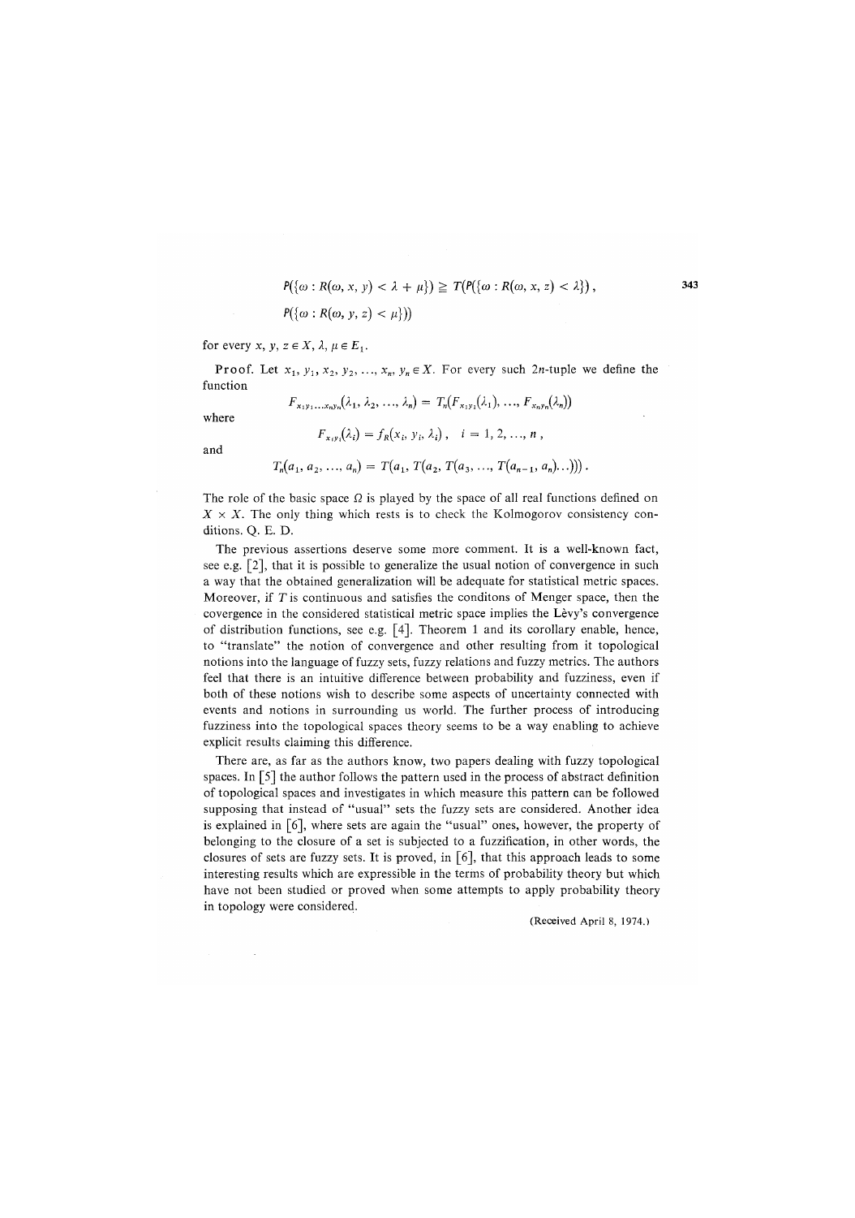$$P(\{\omega : R(\omega, x, y) < \lambda + \mu\}) \geqq T(P(\{\omega : R(\omega, x, z) < \lambda\}),$$
$$P(\{\omega : R(\omega, y, z) < \mu\}))$$

for every $x, y, z \in X$, $\lambda, \mu \in E_1$.

**Proof.** Let $x_1, y_1, x_2, y_2, \ldots, x_n, y_n \in X$. For every such $2n$-tuple we define the function

$$F_{x_1 y_1 \ldots x_n y_n}(\lambda_1, \lambda_2, \ldots, \lambda_n) = T_n(F_{x_1 y_1}(\lambda_1), \ldots, F_{x_n y_n}(\lambda_n))$$

where

$$F_{x_i y_i}(\lambda_i) = f_R(x_i, y_i, \lambda_i), \quad i = 1, 2, \ldots, n,$$

and

$$T_n(a_1, a_2, \ldots, a_n) = T(a_1, T(a_2, T(a_3, \ldots, T(a_{n-1}, a_n) \ldots))).$$

The role of the basic space $\Omega$ is played by the space of all real functions defined on $X \times X$. The only thing which rests is to check the Kolmogorov consistency conditions. Q. E. D.

The previous assertions deserve some more comment. It is a well-known fact, see e.g. [2], that it is possible to generalize the usual notion of convergence in such a way that the obtained generalization will be adequate for statistical metric spaces. Moreover, if $T$ is continuous and satisfies the conditons of Menger space, then the covergence in the considered statistical metric space implies the Lèvy's convergence of distribution functions, see e.g. [4]. Theorem 1 and its corollary enable, hence, to "translate" the notion of convergence and other resulting from it topological notions into the language of fuzzy sets, fuzzy relations and fuzzy metrics. The authors feel that there is an intuitive difference between probability and fuzziness, even if both of these notions wish to describe some aspects of uncertainty connected with events and notions in surrounding us world. The further process of introducing fuzziness into the topological spaces theory seems to be a way enabling to achieve explicit results claiming this difference.

There are, as far as the authors know, two papers dealing with fuzzy topological spaces. In [5] the author follows the pattern used in the process of abstract definition of topological spaces and investigates in which measure this pattern can be followed supposing that instead of "usual" sets the fuzzy sets are considered. Another idea is explained in [6], where sets are again the "usual" ones, however, the property of belonging to the closure of a set is subjected to a fuzzification, in other words, the closures of sets are fuzzy sets. It is proved, in [6], that this approach leads to some interesting results which are expressible in the terms of probability theory but which have not been studied or proved when some attempts to apply probability theory in topology were considered.

(Received April 8, 1974.)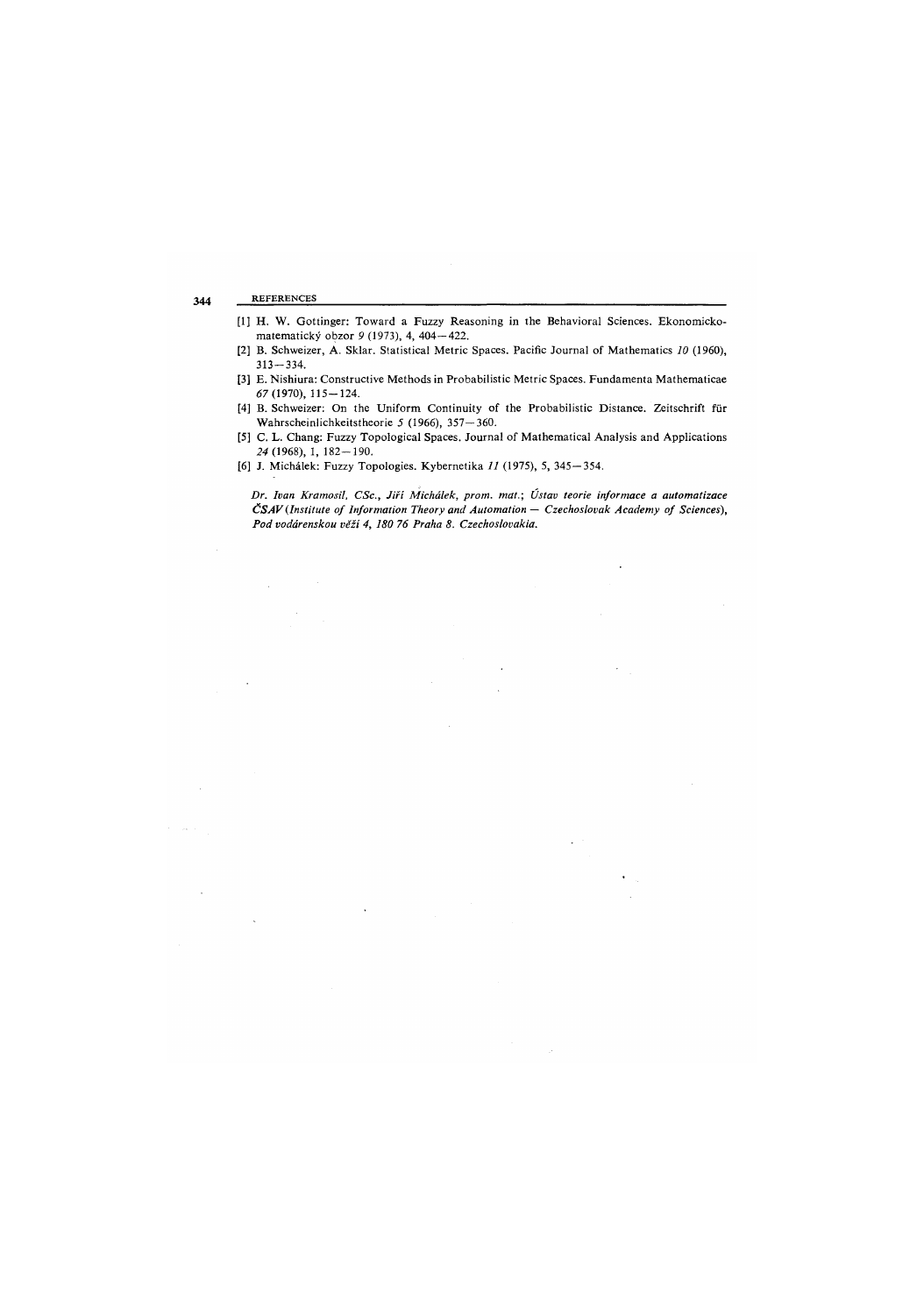## REFERENCES

[1] H. W. Gottinger: Toward a Fuzzy Reasoning in the Behavioral Sciences. Ekonomicko-matematický obzor *9* (1973), 4, 404–422.

[2] B. Schweizer, A. Sklar. Statistical Metric Spaces. Pacific Journal of Mathematics *10* (1960), 313–334.

[3] E. Nishiura: Constructive Methods in Probabilistic Metric Spaces. Fundamenta Mathematicae *67* (1970), 115–124.

[4] B. Schweizer: On the Uniform Continuity of the Probabilistic Distance. Zeitschrift für Wahrscheinlichkeitstheorie *5* (1966), 357–360.

[5] C. L. Chang: Fuzzy Topological Spaces. Journal of Mathematical Analysis and Applications *24* (1968), 1, 182–190.

[6] J. Michálek: Fuzzy Topologies. Kybernetika *11* (1975), 5, 345–354.

*Dr. Ivan Kramosil, CSc., Jiří Michálek, prom. mat.; Ústav teorie informace a automatizace ČSAV (Institute of Information Theory and Automation — Czechoslovak Academy of Sciences), Pod vodárenskou věží 4, 180 76 Praha 8. Czechoslovakia.*